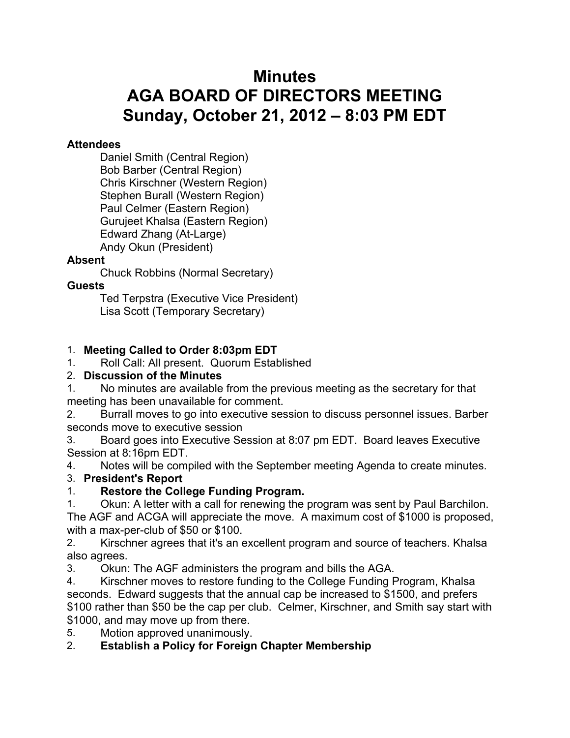# Minutes
# AGA BOARD OF DIRECTORS MEETING
# Sunday, October 21, 2012 – 8:03 PM EDT

**Attendees**

Daniel Smith (Central Region)
Bob Barber (Central Region)
Chris Kirschner (Western Region)
Stephen Burall (Western Region)
Paul Celmer (Eastern Region)
Gurujeet Khalsa (Eastern Region)
Edward Zhang (At-Large)
Andy Okun (President)

**Absent**

Chuck Robbins (Normal Secretary)

**Guests**

Ted Terpstra (Executive Vice President)
Lisa Scott (Temporary Secretary)

1. **Meeting Called to Order 8:03pm EDT**
1. Roll Call: All present. Quorum Established
2. **Discussion of the Minutes**
1. No minutes are available from the previous meeting as the secretary for that meeting has been unavailable for comment.
2. Burrall moves to go into executive session to discuss personnel issues. Barber seconds move to executive session
3. Board goes into Executive Session at 8:07 pm EDT. Board leaves Executive Session at 8:16pm EDT.
4. Notes will be compiled with the September meeting Agenda to create minutes.
3. **President's Report**
1. **Restore the College Funding Program.**
1. Okun: A letter with a call for renewing the program was sent by Paul Barchilon. The AGF and ACGA will appreciate the move. A maximum cost of $1000 is proposed, with a max-per-club of $50 or $100.
2. Kirschner agrees that it's an excellent program and source of teachers. Khalsa also agrees.
3. Okun: The AGF administers the program and bills the AGA.
4. Kirschner moves to restore funding to the College Funding Program, Khalsa seconds. Edward suggests that the annual cap be increased to $1500, and prefers $100 rather than $50 be the cap per club. Celmer, Kirschner, and Smith say start with $1000, and may move up from there.
5. Motion approved unanimously.
2. **Establish a Policy for Foreign Chapter Membership**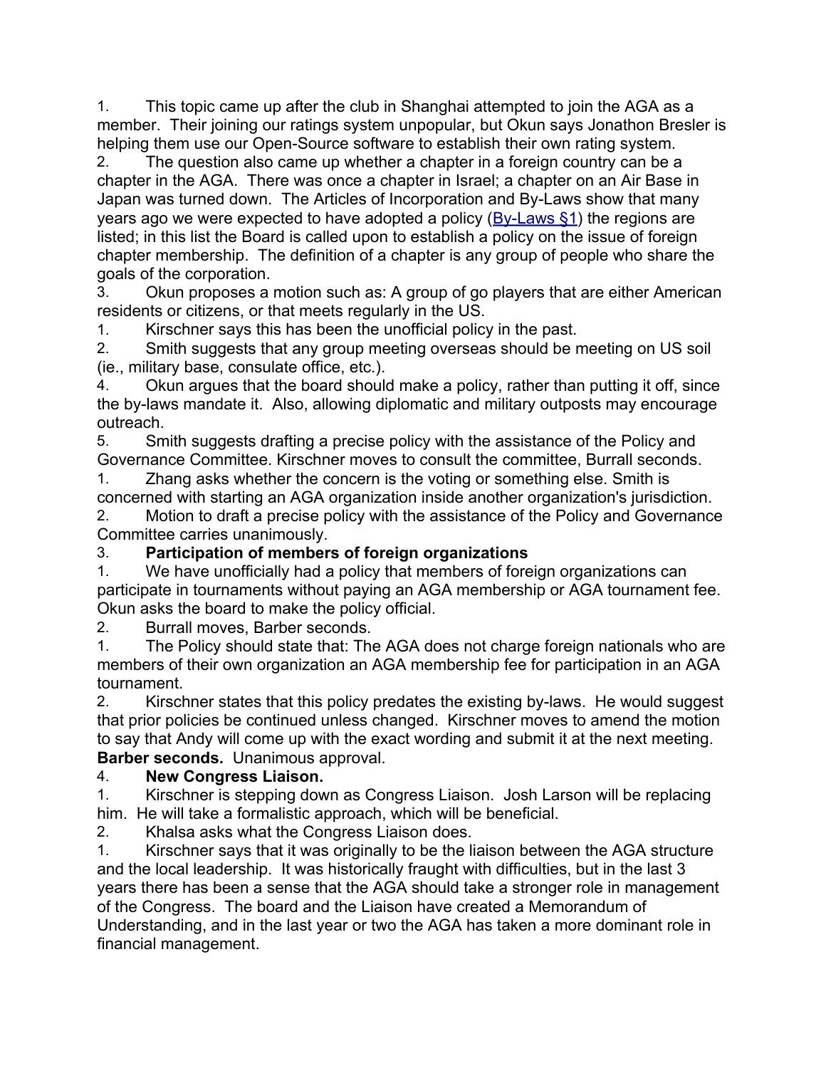1. This topic came up after the club in Shanghai attempted to join the AGA as a member. Their joining our ratings system unpopular, but Okun says Jonathon Bresler is helping them use our Open-Source software to establish their own rating system.
2. The question also came up whether a chapter in a foreign country can be a chapter in the AGA. There was once a chapter in Israel; a chapter on an Air Base in Japan was turned down. The Articles of Incorporation and By-Laws show that many years ago we were expected to have adopted a policy ([By-Laws §1](By-Laws §1)) the regions are listed; in this list the Board is called upon to establish a policy on the issue of foreign chapter membership. The definition of a chapter is any group of people who share the goals of the corporation.
3. Okun proposes a motion such as: A group of go players that are either American residents or citizens, or that meets regularly in the US.
    1. Kirschner says this has been the unofficial policy in the past.
    2. Smith suggests that any group meeting overseas should be meeting on US soil (ie., military base, consulate office, etc.).
4. Okun argues that the board should make a policy, rather than putting it off, since the by-laws mandate it. Also, allowing diplomatic and military outposts may encourage outreach.
5. Smith suggests drafting a precise policy with the assistance of the Policy and Governance Committee. Kirschner moves to consult the committee, Burrall seconds.
    1. Zhang asks whether the concern is the voting or something else. Smith is concerned with starting an AGA organization inside another organization's jurisdiction.
    2. Motion to draft a precise policy with the assistance of the Policy and Governance Committee carries unanimously.

3. **Participation of members of foreign organizations**
    1. We have unofficially had a policy that members of foreign organizations can participate in tournaments without paying an AGA membership or AGA tournament fee. Okun asks the board to make the policy official.
    2. Burrall moves, Barber seconds.
        1. The Policy should state that: The AGA does not charge foreign nationals who are members of their own organization an AGA membership fee for participation in an AGA tournament.
        2. Kirschner states that this policy predates the existing by-laws. He would suggest that prior policies be continued unless changed. Kirschner moves to amend the motion to say that Andy will come up with the exact wording and submit it at the next meeting. **Barber seconds.** Unanimous approval.

4. **New Congress Liaison.**
    1. Kirschner is stepping down as Congress Liaison. Josh Larson will be replacing him. He will take a formalistic approach, which will be beneficial.
    2. Khalsa asks what the Congress Liaison does.
        1. Kirschner says that it was originally to be the liaison between the AGA structure and the local leadership. It was historically fraught with difficulties, but in the last 3 years there has been a sense that the AGA should take a stronger role in management of the Congress. The board and the Liaison have created a Memorandum of Understanding, and in the last year or two the AGA has taken a more dominant role in financial management.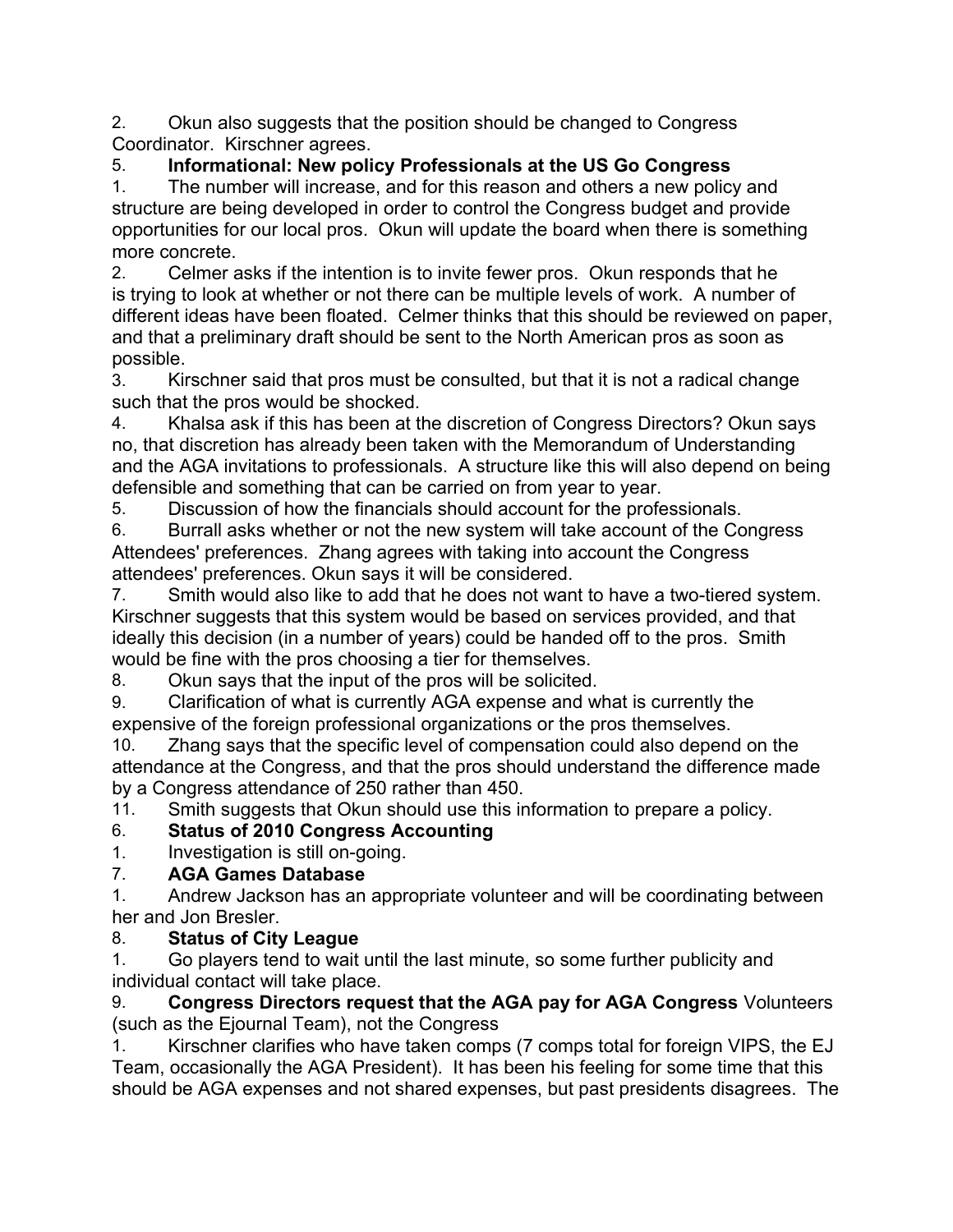2. Okun also suggests that the position should be changed to Congress Coordinator. Kirschner agrees.

5. **Informational: New policy Professionals at the US Go Congress**

1. The number will increase, and for this reason and others a new policy and structure are being developed in order to control the Congress budget and provide opportunities for our local pros. Okun will update the board when there is something more concrete.
2. Celmer asks if the intention is to invite fewer pros. Okun responds that he is trying to look at whether or not there can be multiple levels of work. A number of different ideas have been floated. Celmer thinks that this should be reviewed on paper, and that a preliminary draft should be sent to the North American pros as soon as possible.
3. Kirschner said that pros must be consulted, but that it is not a radical change such that the pros would be shocked.
4. Khalsa ask if this has been at the discretion of Congress Directors? Okun says no, that discretion has already been taken with the Memorandum of Understanding and the AGA invitations to professionals. A structure like this will also depend on being defensible and something that can be carried on from year to year.
5. Discussion of how the financials should account for the professionals.
6. Burrall asks whether or not the new system will take account of the Congress Attendees' preferences. Zhang agrees with taking into account the Congress attendees' preferences. Okun says it will be considered.
7. Smith would also like to add that he does not want to have a two-tiered system. Kirschner suggests that this system would be based on services provided, and that ideally this decision (in a number of years) could be handed off to the pros. Smith would be fine with the pros choosing a tier for themselves.
8. Okun says that the input of the pros will be solicited.
9. Clarification of what is currently AGA expense and what is currently the expensive of the foreign professional organizations or the pros themselves.
10. Zhang says that the specific level of compensation could also depend on the attendance at the Congress, and that the pros should understand the difference made by a Congress attendance of 250 rather than 450.
11. Smith suggests that Okun should use this information to prepare a policy.

6. **Status of 2010 Congress Accounting**

1. Investigation is still on-going.

7. **AGA Games Database**

1. Andrew Jackson has an appropriate volunteer and will be coordinating between her and Jon Bresler.

8. **Status of City League**

1. Go players tend to wait until the last minute, so some further publicity and individual contact will take place.

9. **Congress Directors request that the AGA pay for AGA Congress** Volunteers (such as the Ejournal Team), not the Congress

1. Kirschner clarifies who have taken comps (7 comps total for foreign VIPS, the EJ Team, occasionally the AGA President). It has been his feeling for some time that this should be AGA expenses and not shared expenses, but past presidents disagrees. The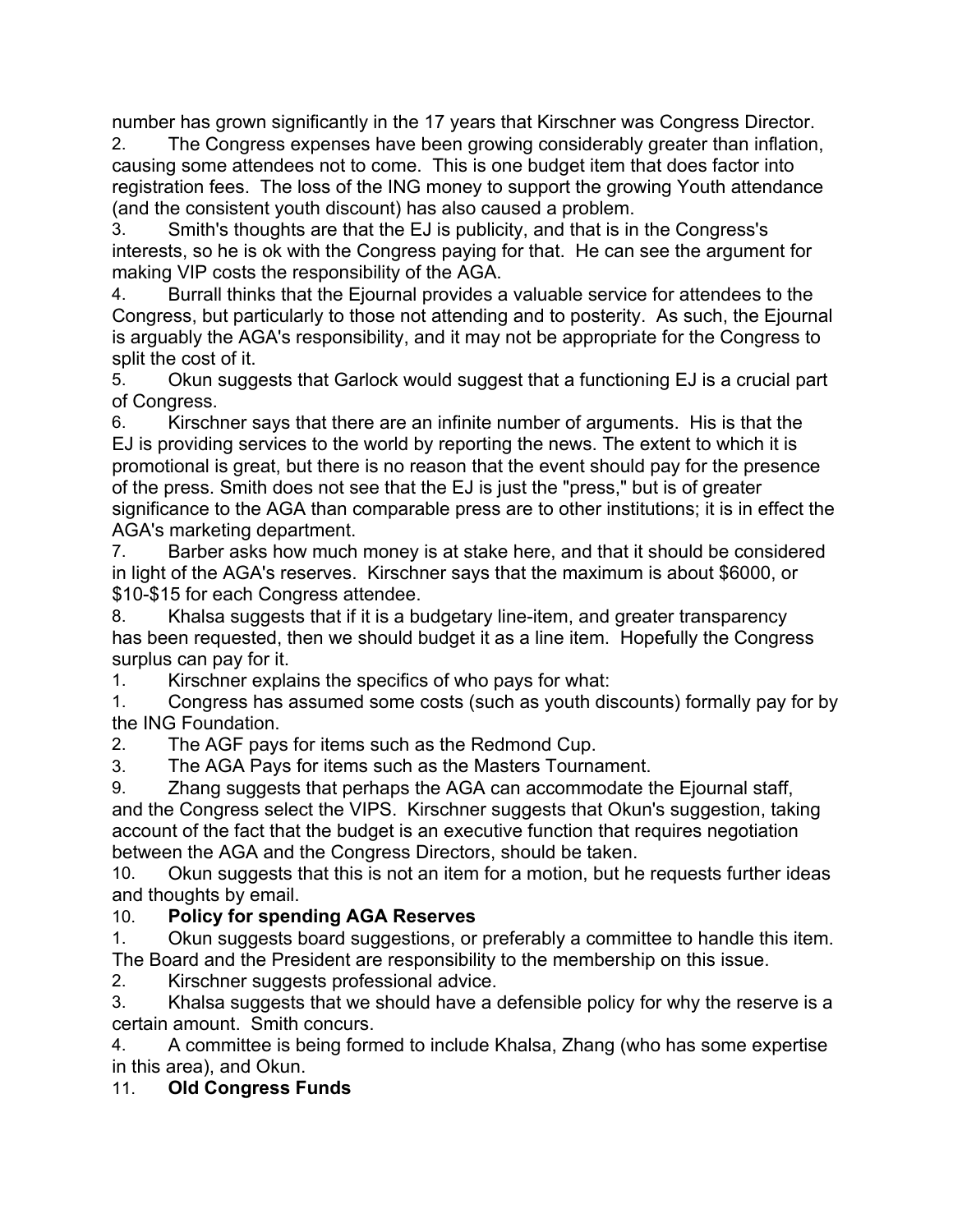number has grown significantly in the 17 years that Kirschner was Congress Director.

2. The Congress expenses have been growing considerably greater than inflation, causing some attendees not to come. This is one budget item that does factor into registration fees. The loss of the ING money to support the growing Youth attendance (and the consistent youth discount) has also caused a problem.
3. Smith's thoughts are that the EJ is publicity, and that is in the Congress's interests, so he is ok with the Congress paying for that. He can see the argument for making VIP costs the responsibility of the AGA.
4. Burrall thinks that the Ejournal provides a valuable service for attendees to the Congress, but particularly to those not attending and to posterity. As such, the Ejournal is arguably the AGA's responsibility, and it may not be appropriate for the Congress to split the cost of it.
5. Okun suggests that Garlock would suggest that a functioning EJ is a crucial part of Congress.
6. Kirschner says that there are an infinite number of arguments. His is that the EJ is providing services to the world by reporting the news. The extent to which it is promotional is great, but there is no reason that the event should pay for the presence of the press. Smith does not see that the EJ is just the "press," but is of greater significance to the AGA than comparable press are to other institutions; it is in effect the AGA's marketing department.
7. Barber asks how much money is at stake here, and that it should be considered in light of the AGA's reserves. Kirschner says that the maximum is about $6000, or $10-$15 for each Congress attendee.
8. Khalsa suggests that if it is a budgetary line-item, and greater transparency has been requested, then we should budget it as a line item. Hopefully the Congress surplus can pay for it.
    1. Kirschner explains the specifics of who pays for what:
        1. Congress has assumed some costs (such as youth discounts) formally pay for by the ING Foundation.
        2. The AGF pays for items such as the Redmond Cup.
        3. The AGA Pays for items such as the Masters Tournament.
9. Zhang suggests that perhaps the AGA can accommodate the Ejournal staff, and the Congress select the VIPS. Kirschner suggests that Okun's suggestion, taking account of the fact that the budget is an executive function that requires negotiation between the AGA and the Congress Directors, should be taken.
10. Okun suggests that this is not an item for a motion, but he requests further ideas and thoughts by email.

10. **Policy for spending AGA Reserves**
    1. Okun suggests board suggestions, or preferably a committee to handle this item. The Board and the President are responsibility to the membership on this issue.
    2. Kirschner suggests professional advice.
    3. Khalsa suggests that we should have a defensible policy for why the reserve is a certain amount. Smith concurs.
    4. A committee is being formed to include Khalsa, Zhang (who has some expertise in this area), and Okun.
11. **Old Congress Funds**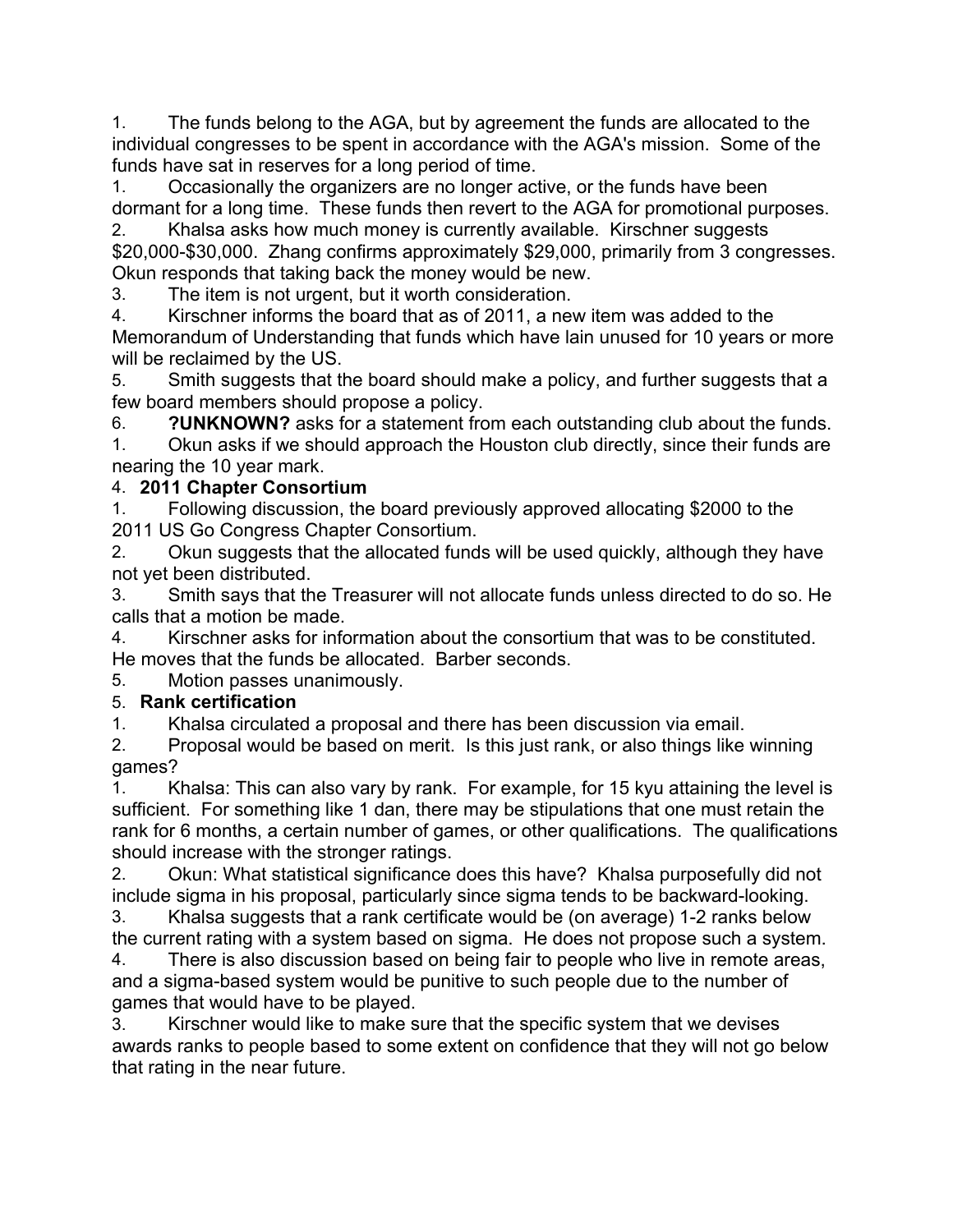1. The funds belong to the AGA, but by agreement the funds are allocated to the individual congresses to be spent in accordance with the AGA's mission. Some of the funds have sat in reserves for a long period of time.

1. Occasionally the organizers are no longer active, or the funds have been dormant for a long time. These funds then revert to the AGA for promotional purposes.

2. Khalsa asks how much money is currently available. Kirschner suggests $20,000-$30,000. Zhang confirms approximately $29,000, primarily from 3 congresses. Okun responds that taking back the money would be new.

3. The item is not urgent, but it worth consideration.

4. Kirschner informs the board that as of 2011, a new item was added to the Memorandum of Understanding that funds which have lain unused for 10 years or more will be reclaimed by the US.

5. Smith suggests that the board should make a policy, and further suggests that a few board members should propose a policy.

6. **?UNKNOWN?** asks for a statement from each outstanding club about the funds.

1. Okun asks if we should approach the Houston club directly, since their funds are nearing the 10 year mark.

4. **2011 Chapter Consortium**

1. Following discussion, the board previously approved allocating $2000 to the 2011 US Go Congress Chapter Consortium.

2. Okun suggests that the allocated funds will be used quickly, although they have not yet been distributed.

3. Smith says that the Treasurer will not allocate funds unless directed to do so. He calls that a motion be made.

4. Kirschner asks for information about the consortium that was to be constituted. He moves that the funds be allocated. Barber seconds.

5. Motion passes unanimously.

5. **Rank certification**

1. Khalsa circulated a proposal and there has been discussion via email.

2. Proposal would be based on merit. Is this just rank, or also things like winning games?

1. Khalsa: This can also vary by rank. For example, for 15 kyu attaining the level is sufficient. For something like 1 dan, there may be stipulations that one must retain the rank for 6 months, a certain number of games, or other qualifications. The qualifications should increase with the stronger ratings.

2. Okun: What statistical significance does this have? Khalsa purposefully did not include sigma in his proposal, particularly since sigma tends to be backward-looking.

3. Khalsa suggests that a rank certificate would be (on average) 1-2 ranks below the current rating with a system based on sigma. He does not propose such a system.

4. There is also discussion based on being fair to people who live in remote areas, and a sigma-based system would be punitive to such people due to the number of games that would have to be played.

3. Kirschner would like to make sure that the specific system that we devises awards ranks to people based to some extent on confidence that they will not go below that rating in the near future.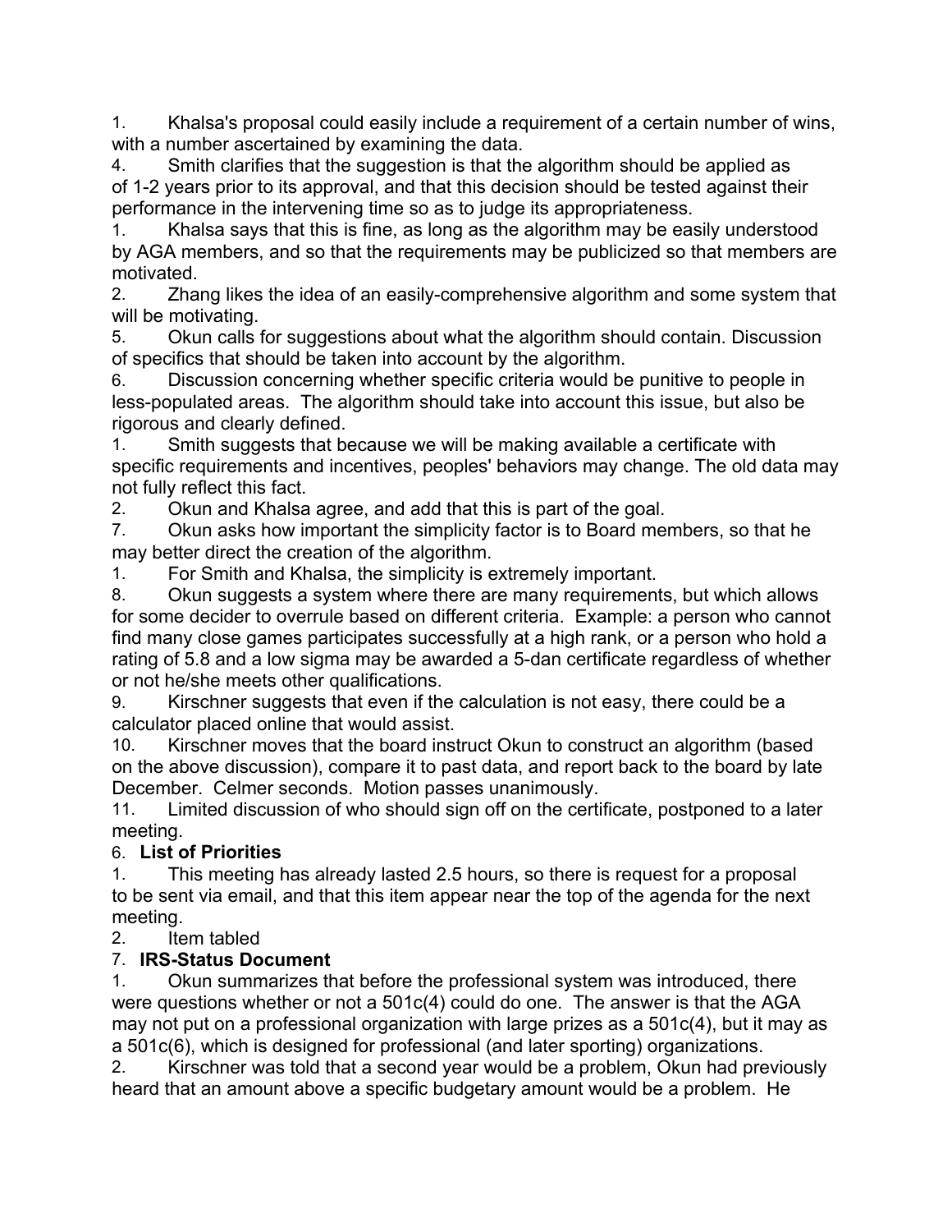1. Khalsa's proposal could easily include a requirement of a certain number of wins, with a number ascertained by examining the data.
4. Smith clarifies that the suggestion is that the algorithm should be applied as of 1-2 years prior to its approval, and that this decision should be tested against their performance in the intervening time so as to judge its appropriateness.
1. Khalsa says that this is fine, as long as the algorithm may be easily understood by AGA members, and so that the requirements may be publicized so that members are motivated.
2. Zhang likes the idea of an easily-comprehensive algorithm and some system that will be motivating.
5. Okun calls for suggestions about what the algorithm should contain. Discussion of specifics that should be taken into account by the algorithm.
6. Discussion concerning whether specific criteria would be punitive to people in less-populated areas. The algorithm should take into account this issue, but also be rigorous and clearly defined.
1. Smith suggests that because we will be making available a certificate with specific requirements and incentives, peoples' behaviors may change. The old data may not fully reflect this fact.
2. Okun and Khalsa agree, and add that this is part of the goal.
7. Okun asks how important the simplicity factor is to Board members, so that he may better direct the creation of the algorithm.
1. For Smith and Khalsa, the simplicity is extremely important.
8. Okun suggests a system where there are many requirements, but which allows for some decider to overrule based on different criteria. Example: a person who cannot find many close games participates successfully at a high rank, or a person who hold a rating of 5.8 and a low sigma may be awarded a 5-dan certificate regardless of whether or not he/she meets other qualifications.
9. Kirschner suggests that even if the calculation is not easy, there could be a calculator placed online that would assist.
10. Kirschner moves that the board instruct Okun to construct an algorithm (based on the above discussion), compare it to past data, and report back to the board by late December. Celmer seconds. Motion passes unanimously.
11. Limited discussion of who should sign off on the certificate, postponed to a later meeting.

6. **List of Priorities**
1. This meeting has already lasted 2.5 hours, so there is request for a proposal to be sent via email, and that this item appear near the top of the agenda for the next meeting.
2. Item tabled

7. **IRS-Status Document**
1. Okun summarizes that before the professional system was introduced, there were questions whether or not a 501c(4) could do one. The answer is that the AGA may not put on a professional organization with large prizes as a 501c(4), but it may as a 501c(6), which is designed for professional (and later sporting) organizations.
2. Kirschner was told that a second year would be a problem, Okun had previously heard that an amount above a specific budgetary amount would be a problem. He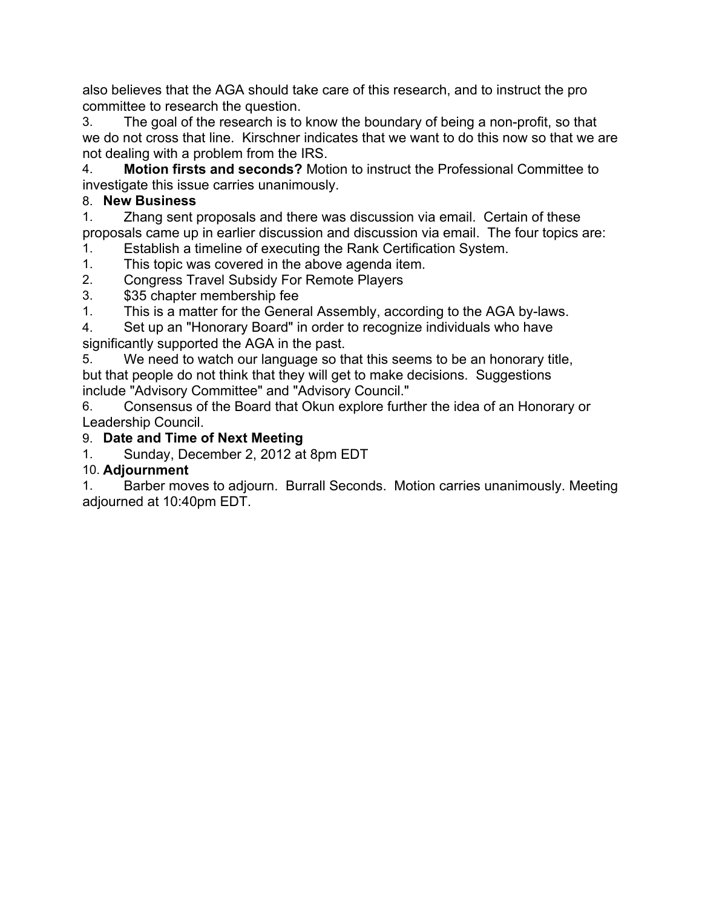also believes that the AGA should take care of this research, and to instruct the pro committee to research the question.

3. The goal of the research is to know the boundary of being a non-profit, so that we do not cross that line. Kirschner indicates that we want to do this now so that we are not dealing with a problem from the IRS.

4. **Motion firsts and seconds?** Motion to instruct the Professional Committee to investigate this issue carries unanimously.

8. **New Business**

1. Zhang sent proposals and there was discussion via email. Certain of these proposals came up in earlier discussion and discussion via email. The four topics are:

1. Establish a timeline of executing the Rank Certification System.
1. This topic was covered in the above agenda item.
2. Congress Travel Subsidy For Remote Players
3. $35 chapter membership fee
1. This is a matter for the General Assembly, according to the AGA by-laws.
4. Set up an "Honorary Board" in order to recognize individuals who have significantly supported the AGA in the past.
5. We need to watch our language so that this seems to be an honorary title, but that people do not think that they will get to make decisions. Suggestions include "Advisory Committee" and "Advisory Council."
6. Consensus of the Board that Okun explore further the idea of an Honorary or Leadership Council.

9. **Date and Time of Next Meeting**

1. Sunday, December 2, 2012 at 8pm EDT

10. **Adjournment**

1. Barber moves to adjourn. Burrall Seconds. Motion carries unanimously. Meeting adjourned at 10:40pm EDT.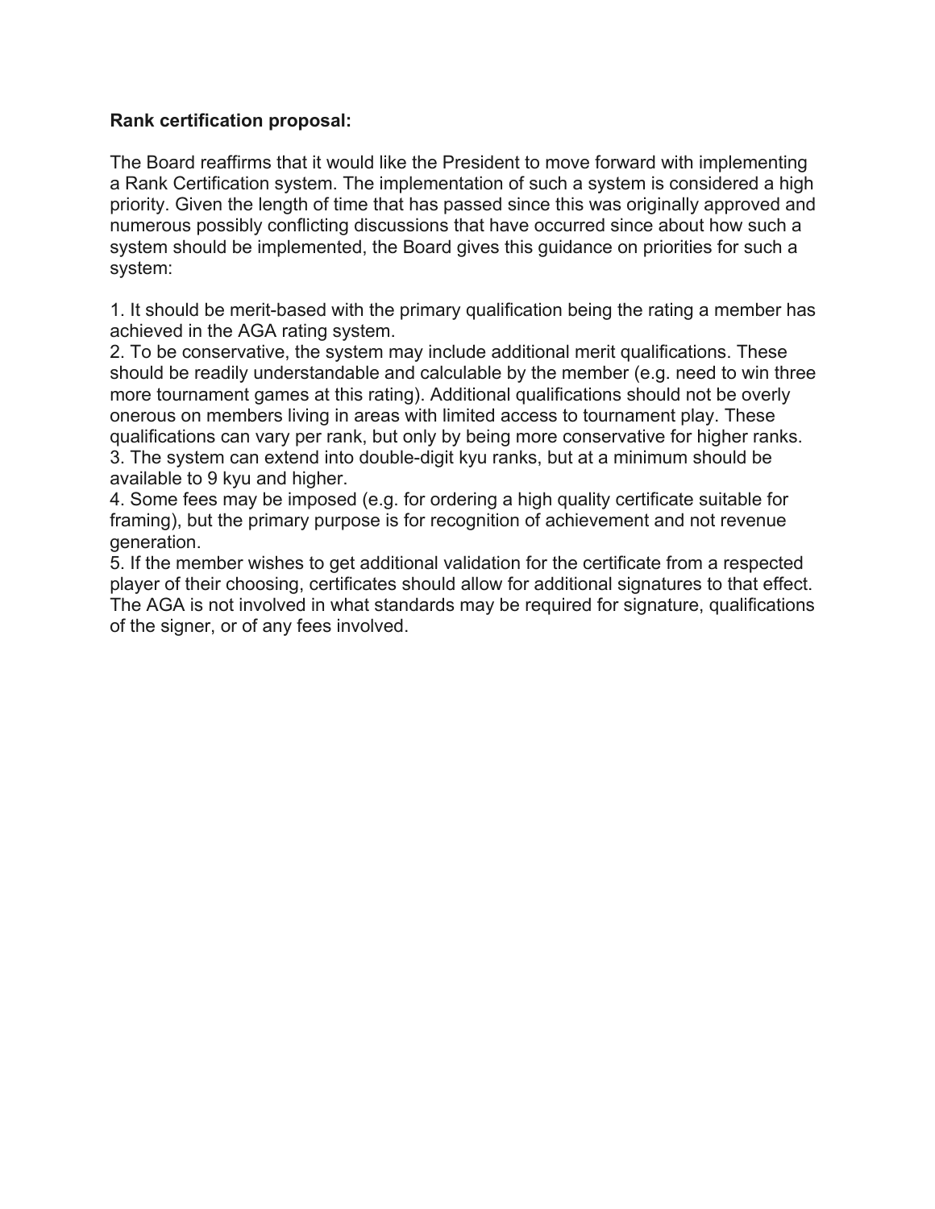**Rank certification proposal:**

The Board reaffirms that it would like the President to move forward with implementing a Rank Certification system. The implementation of such a system is considered a high priority. Given the length of time that has passed since this was originally approved and numerous possibly conflicting discussions that have occurred since about how such a system should be implemented, the Board gives this guidance on priorities for such a system:

1. It should be merit-based with the primary qualification being the rating a member has achieved in the AGA rating system.
2. To be conservative, the system may include additional merit qualifications. These should be readily understandable and calculable by the member (e.g. need to win three more tournament games at this rating). Additional qualifications should not be overly onerous on members living in areas with limited access to tournament play. These qualifications can vary per rank, but only by being more conservative for higher ranks.
3. The system can extend into double-digit kyu ranks, but at a minimum should be available to 9 kyu and higher.
4. Some fees may be imposed (e.g. for ordering a high quality certificate suitable for framing), but the primary purpose is for recognition of achievement and not revenue generation.
5. If the member wishes to get additional validation for the certificate from a respected player of their choosing, certificates should allow for additional signatures to that effect. The AGA is not involved in what standards may be required for signature, qualifications of the signer, or of any fees involved.